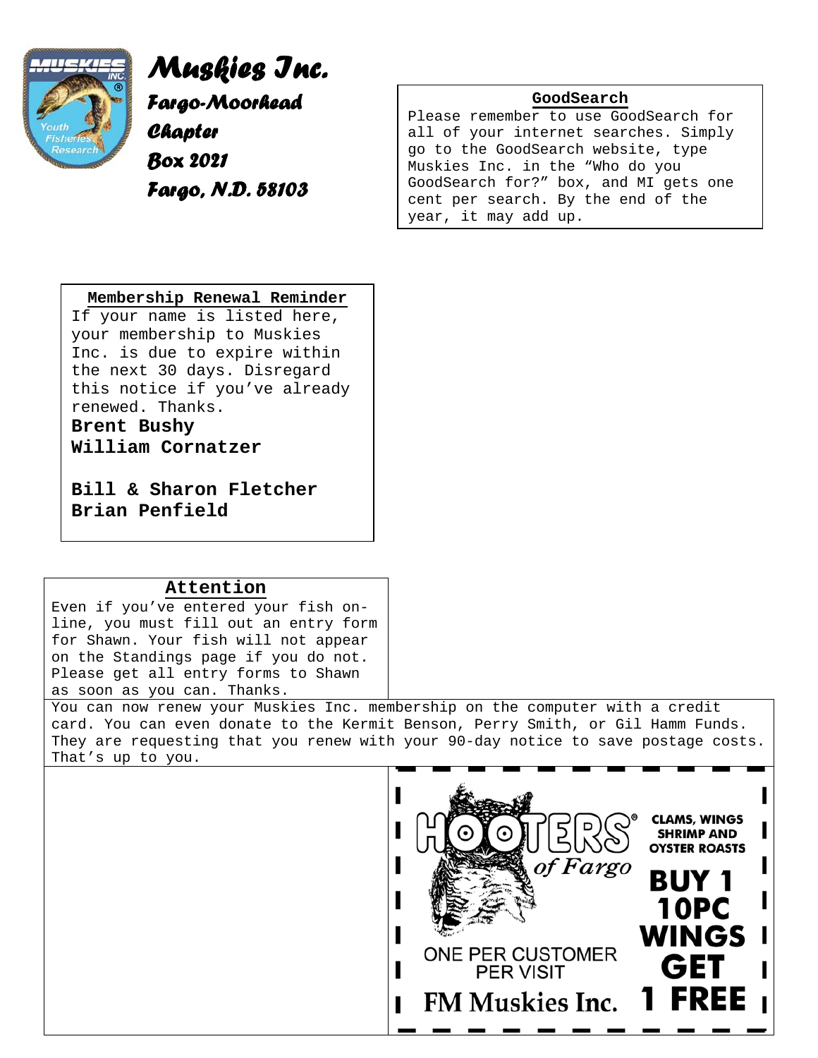# Muskies Inc.

**Fargo-Moorhead Chapter**
**Box 2021**
**Fargo, N.D. 58103**

## GoodSearch

Please remember to use GoodSearch for all of your internet searches. Simply go to the GoodSearch website, type Muskies Inc. in the "Who do you GoodSearch for?" box, and MI gets one cent per search. By the end of the year, it may add up.

## Membership Renewal Reminder

If your name is listed here, your membership to Muskies Inc. is due to expire within the next 30 days. Disregard this notice if you've already renewed. Thanks.

**Brent Bushy**
**William Cornatzer**

**Bill & Sharon Fletcher**
**Brian Penfield**

## Attention

Even if you've entered your fish on-line, you must fill out an entry form for Shawn. Your fish will not appear on the Standings page if you do not. Please get all entry forms to Shawn as soon as you can. Thanks.

You can now renew your Muskies Inc. membership on the computer with a credit card. You can even donate to the Kermit Benson, Perry Smith, or Gil Hamm Funds. They are requesting that you renew with your 90-day notice to save postage costs. That's up to you.

**HOOTERS® of Fargo**

CLAMS, WINGS SHRIMP AND OYSTER ROASTS

**BUY 1 10PC WINGS GET 1 FREE**

ONE PER CUSTOMER PER VISIT

**FM Muskies Inc.**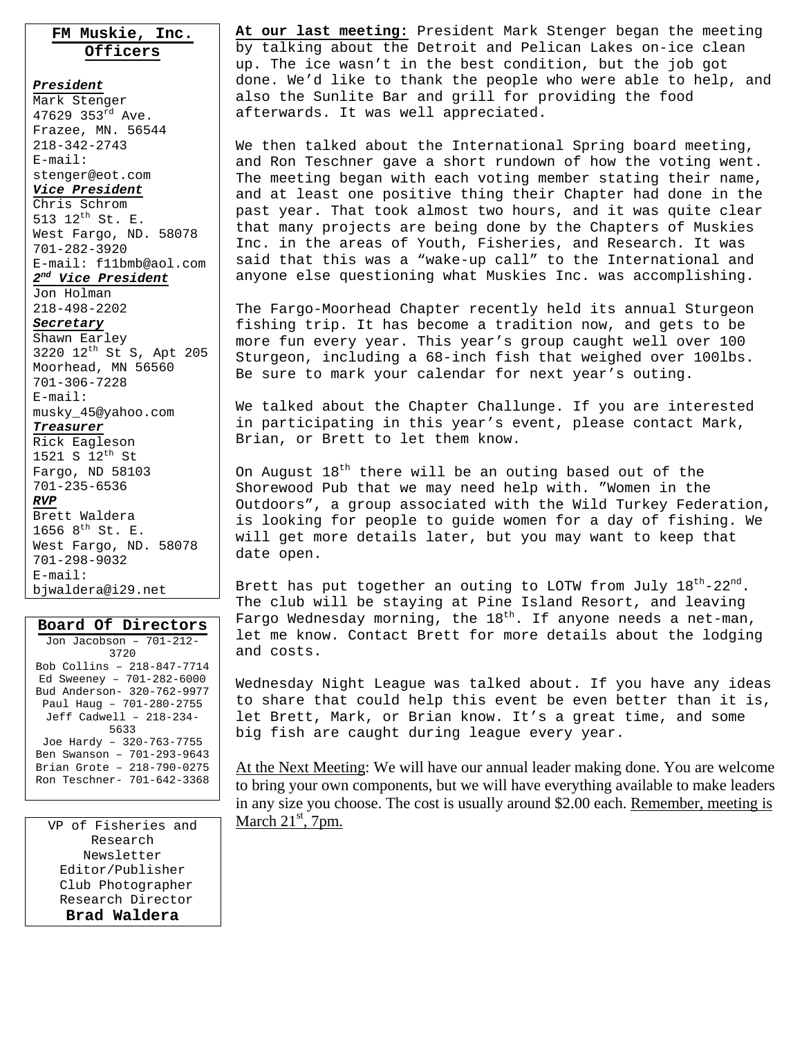## FM Muskie, Inc. Officers

***President***
Mark Stenger
47629 353rd Ave.
Frazee, MN. 56544
218-342-2743
E-mail:
stenger@eot.com

***Vice President***
Chris Schrom
513 12th St. E.
West Fargo, ND. 58078
701-282-3920
E-mail: f11bmb@aol.com

***2nd Vice President***
Jon Holman
218-498-2202

***Secretary***
Shawn Earley
3220 12th St S, Apt 205
Moorhead, MN 56560
701-306-7228
E-mail:
musky_45@yahoo.com

***Treasurer***
Rick Eagleson
1521 S 12th St
Fargo, ND 58103
701-235-6536

***RVP***
Brett Waldera
1656 8th St. E.
West Fargo, ND. 58078
701-298-9032
E-mail:
bjwaldera@i29.net

## Board Of Directors

Jon Jacobson – 701-212-3720
Bob Collins – 218-847-7714
Ed Sweeney – 701-282-6000
Bud Anderson- 320-762-9977
Paul Haug – 701-280-2755
Jeff Cadwell – 218-234-5633
Joe Hardy – 320-763-7755
Ben Swanson – 701-293-9643
Brian Grote – 218-790-0275
Ron Teschner- 701-642-3368

VP of Fisheries and Research
Newsletter Editor/Publisher
Club Photographer
Research Director
**Brad Waldera**

**At our last meeting:** President Mark Stenger began the meeting by talking about the Detroit and Pelican Lakes on-ice clean up. The ice wasn't in the best condition, but the job got done. We'd like to thank the people who were able to help, and also the Sunlite Bar and grill for providing the food afterwards. It was well appreciated.

We then talked about the International Spring board meeting, and Ron Teschner gave a short rundown of how the voting went. The meeting began with each voting member stating their name, and at least one positive thing their Chapter had done in the past year. That took almost two hours, and it was quite clear that many projects are being done by the Chapters of Muskies Inc. in the areas of Youth, Fisheries, and Research. It was said that this was a "wake-up call" to the International and anyone else questioning what Muskies Inc. was accomplishing.

The Fargo-Moorhead Chapter recently held its annual Sturgeon fishing trip. It has become a tradition now, and gets to be more fun every year. This year's group caught well over 100 Sturgeon, including a 68-inch fish that weighed over 100lbs. Be sure to mark your calendar for next year's outing.

We talked about the Chapter Challunge. If you are interested in participating in this year's event, please contact Mark, Brian, or Brett to let them know.

On August 18th there will be an outing based out of the Shorewood Pub that we may need help with. "Women in the Outdoors", a group associated with the Wild Turkey Federation, is looking for people to guide women for a day of fishing. We will get more details later, but you may want to keep that date open.

Brett has put together an outing to LOTW from July 18th-22nd. The club will be staying at Pine Island Resort, and leaving Fargo Wednesday morning, the 18th. If anyone needs a net-man, let me know. Contact Brett for more details about the lodging and costs.

Wednesday Night League was talked about. If you have any ideas to share that could help this event be even better than it is, let Brett, Mark, or Brian know. It's a great time, and some big fish are caught during league every year.

At the Next Meeting: We will have our annual leader making done. You are welcome to bring your own components, but we will have everything available to make leaders in any size you choose. The cost is usually around $2.00 each. Remember, meeting is March 21st, 7pm.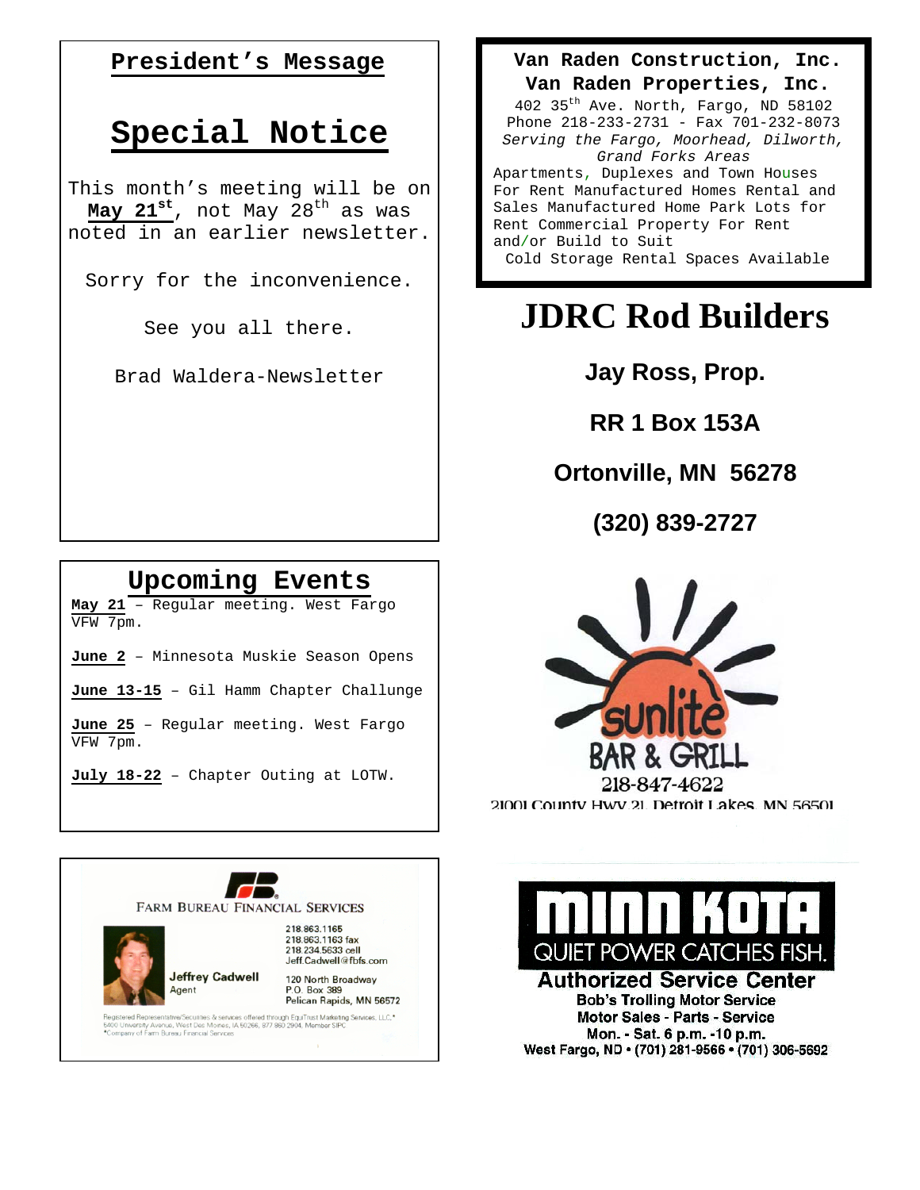## President's Message

# Special Notice

This month's meeting will be on **May 21st**, not May 28th as was noted in an earlier newsletter.

Sorry for the inconvenience.

See you all there.

Brad Waldera-Newsletter

## Upcoming Events

**May 21** – Regular meeting. West Fargo VFW 7pm.

**June 2** – Minnesota Muskie Season Opens

**June 13-15** – Gil Hamm Chapter Challunge

**June 25** – Regular meeting. West Fargo VFW 7pm.

**July 18-22** – Chapter Outing at LOTW.

FARM BUREAU FINANCIAL SERVICES

Jeffrey Cadwell
Agent

218.863.1165
218.863.1163 fax
218.234.5633 cell
Jeff.Cadwell@fbfs.com

120 North Broadway
P.O. Box 389
Pelican Rapids, MN 56572

Registered Representative/Securities & services offered through EquiTrust Marketing Services, LLC,* 5400 University Avenue, West Des Moines, IA 50266, 877 860 2904, Member SIPC
*Company of Farm Bureau Financial Services

**Van Raden Construction, Inc.**
**Van Raden Properties, Inc.**
402 35th Ave. North, Fargo, ND 58102
Phone 218-233-2731 - Fax 701-232-8073
*Serving the Fargo, Moorhead, Dilworth, Grand Forks Areas*
Apartments, Duplexes and Town Houses For Rent Manufactured Homes Rental and Sales Manufactured Home Park Lots for Rent Commercial Property For Rent and/or Build to Suit
Cold Storage Rental Spaces Available

# JDRC Rod Builders

**Jay Ross, Prop.**

**RR 1 Box 153A**

**Ortonville, MN 56278**

**(320) 839-2727**

sunlite BAR & GRILL
218-847-4622
21001 County Hwy 21, Detroit Lakes, MN 56501

MINN KOTA
QUIET POWER CATCHES FISH.
**Authorized Service Center**
**Bob's Trolling Motor Service**
**Motor Sales - Parts - Service**
**Mon. - Sat. 6 p.m. -10 p.m.**
**West Fargo, ND • (701) 281-9566 • (701) 306-5692**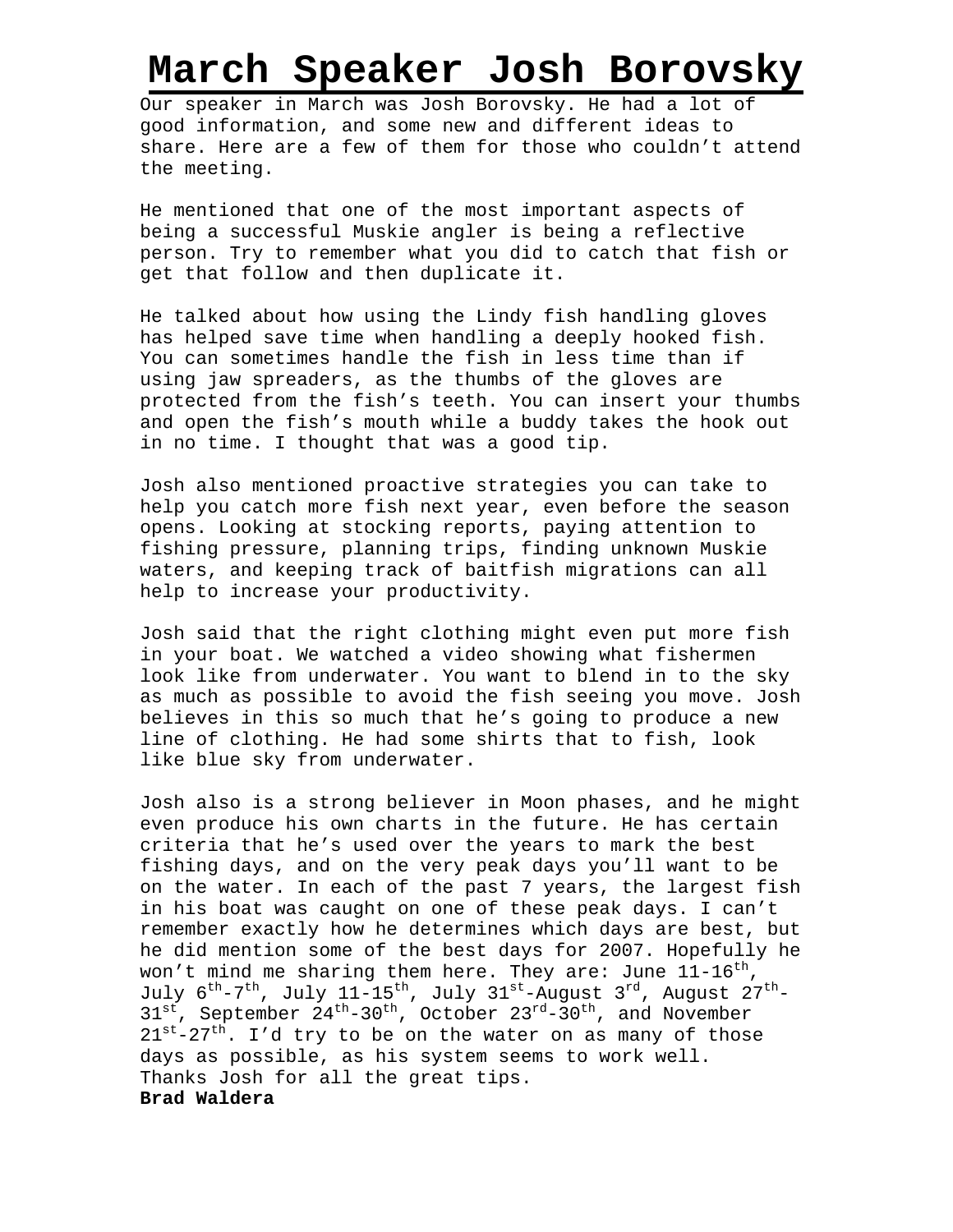# March Speaker Josh Borovsky

Our speaker in March was Josh Borovsky. He had a lot of good information, and some new and different ideas to share. Here are a few of them for those who couldn't attend the meeting.

He mentioned that one of the most important aspects of being a successful Muskie angler is being a reflective person. Try to remember what you did to catch that fish or get that follow and then duplicate it.

He talked about how using the Lindy fish handling gloves has helped save time when handling a deeply hooked fish. You can sometimes handle the fish in less time than if using jaw spreaders, as the thumbs of the gloves are protected from the fish's teeth. You can insert your thumbs and open the fish's mouth while a buddy takes the hook out in no time. I thought that was a good tip.

Josh also mentioned proactive strategies you can take to help you catch more fish next year, even before the season opens. Looking at stocking reports, paying attention to fishing pressure, planning trips, finding unknown Muskie waters, and keeping track of baitfish migrations can all help to increase your productivity.

Josh said that the right clothing might even put more fish in your boat. We watched a video showing what fishermen look like from underwater. You want to blend in to the sky as much as possible to avoid the fish seeing you move. Josh believes in this so much that he's going to produce a new line of clothing. He had some shirts that to fish, look like blue sky from underwater.

Josh also is a strong believer in Moon phases, and he might even produce his own charts in the future. He has certain criteria that he's used over the years to mark the best fishing days, and on the very peak days you'll want to be on the water. In each of the past 7 years, the largest fish in his boat was caught on one of these peak days. I can't remember exactly how he determines which days are best, but he did mention some of the best days for 2007. Hopefully he won't mind me sharing them here. They are: June 11-16th, July 6th-7th, July 11-15th, July 31st-August 3rd, August 27th-31st, September 24th-30th, October 23rd-30th, and November 21st-27th. I'd try to be on the water on as many of those days as possible, as his system seems to work well.
Thanks Josh for all the great tips.

**Brad Waldera**